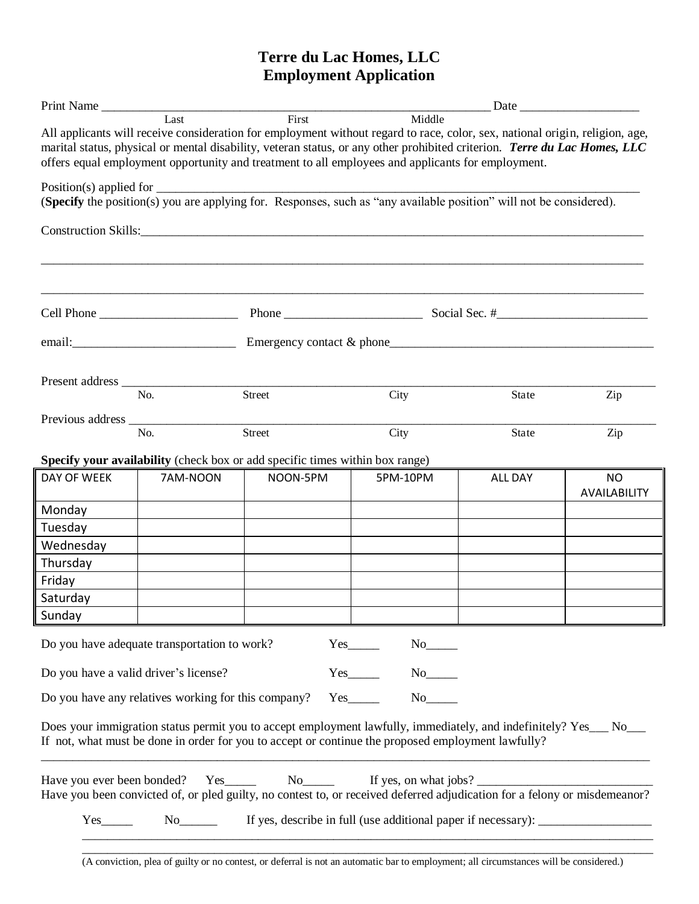# Terre du Lac Homes, LLC
## Employment Application

Print Name ________________________________________________________________ Date ___________________
Last First Middle

All applicants will receive consideration for employment without regard to race, color, sex, national origin, religion, age, marital status, physical or mental disability, veteran status, or any other prohibited criterion. ***Terre du Lac Homes, LLC*** offers equal employment opportunity and treatment to all employees and applicants for employment.

Position(s) applied for ______________________________________________________________________________
(**Specify** the position(s) you are applying for. Responses, such as "any available position" will not be considered).

Construction Skills:_________________________________________________________________________________

_____________________________________________________________________________________________

_____________________________________________________________________________________________

Cell Phone ______________________ Phone ______________________ Social Sec. #________________________

email:__________________________ Emergency contact & phone___________________________________________

Present address ____________________________________________________________________________________
No. Street City State Zip

Previous address ___________________________________________________________________________________
No. Street City State Zip

**Specify your availability** (check box or add specific times within box range)

| DAY OF WEEK | 7AM-NOON | NOON-5PM | 5PM-10PM | ALL DAY | NO AVAILABILITY |
|---|---|---|---|---|---|
| Monday | | | | | |
| Tuesday | | | | | |
| Wednesday | | | | | |
| Thursday | | | | | |
| Friday | | | | | |
| Saturday | | | | | |
| Sunday | | | | | |

Do you have adequate transportation to work? Yes_____ No_____

Do you have a valid driver's license? Yes_____ No_____

Do you have any relatives working for this company? Yes_____ No_____

Does your immigration status permit you to accept employment lawfully, immediately, and indefinitely? Yes___ No___
If not, what must be done in order for you to accept or continue the proposed employment lawfully?
_____________________________________________________________________________________________

Have you ever been bonded? Yes_____ No_____ If yes, on what jobs? ___________________________
Have you been convicted of, or pled guilty, no contest to, or received deferred adjudication for a felony or misdemeanor?

Yes_____ No______ If yes, describe in full (use additional paper if necessary): __________________
_____________________________________________________________________________________________
_____________________________________________________________________________________________
(A conviction, plea of guilty or no contest, or deferral is not an automatic bar to employment; all circumstances will be considered.)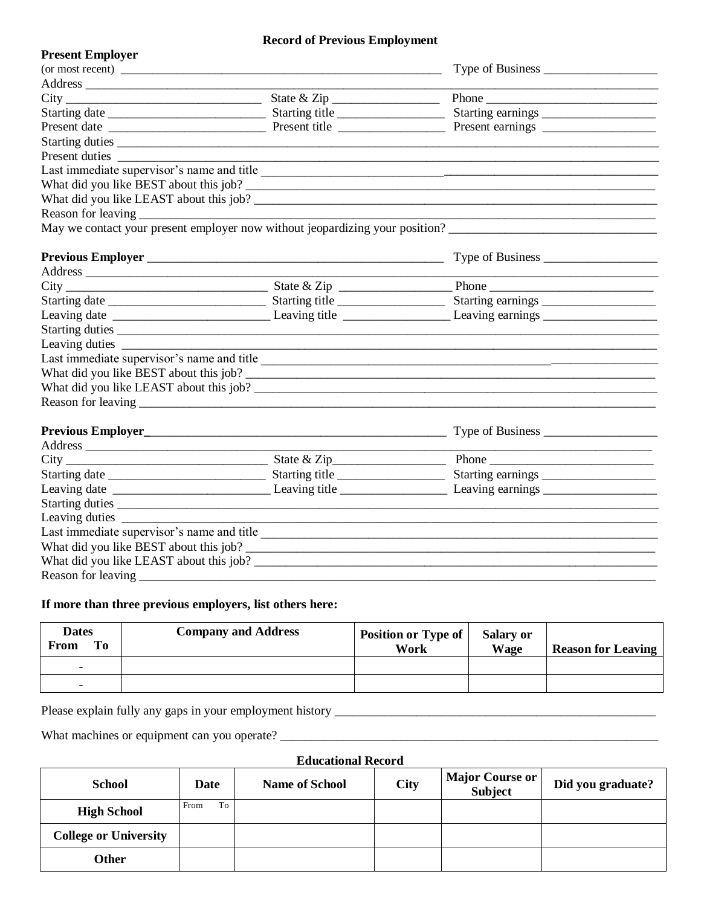# Record of Previous Employment

**Present Employer**
(or most recent) ______________________________________________________ Type of Business __________________
Address ______________________________________________________________________________________________
City ________________________________ State & Zip _________________ Phone ___________________________
Starting date _________________________ Starting title _________________ Starting earnings __________________
Present date _________________________ Present title _________________ Present earnings __________________
Starting duties ________________________________________________________________________________________
Present duties ________________________________________________________________________________________
Last immediate supervisor's name and title ________________________________________________________________
What did you like BEST about this job? ___________________________________________________________________
What did you like LEAST about this job? __________________________________________________________________
Reason for leaving ______________________________________________________________________________________
May we contact your present employer now without jeopardizing your position? _________________________________

**Previous Employer** _________________________________________________ Type of Business __________________
Address ______________________________________________________________________________________________
City ________________________________ State & Zip _________________ Phone ___________________________
Starting date _________________________ Starting title _________________ Starting earnings __________________
Leaving date _________________________ Leaving title _________________ Leaving earnings __________________
Starting duties ________________________________________________________________________________________
Leaving duties ________________________________________________________________________________________
Last immediate supervisor's name and title ________________________________________________________________
What did you like BEST about this job? ___________________________________________________________________
What did you like LEAST about this job? __________________________________________________________________
Reason for leaving ______________________________________________________________________________________

**Previous Employer**_________________________________________________ Type of Business __________________
Address ______________________________________________________________________________________________
City ________________________________ State & Zip_________________ Phone ___________________________
Starting date _________________________ Starting title _________________ Starting earnings __________________
Leaving date _________________________ Leaving title _________________ Leaving earnings __________________
Starting duties ________________________________________________________________________________________
Leaving duties ________________________________________________________________________________________
Last immediate supervisor's name and title ________________________________________________________________
What did you like BEST about this job? ___________________________________________________________________
What did you like LEAST about this job? __________________________________________________________________
Reason for leaving ______________________________________________________________________________________

**If more than three previous employers, list others here:**

| Dates From To | Company and Address | Position or Type of Work | Salary or Wage | Reason for Leaving |
|---|---|---|---|---|
| - | | | | |
| - | | | | |

Please explain fully any gaps in your employment history ______________________________________________________

What machines or equipment can you operate? _________________________________________________________________

**Educational Record**

| School | Date | Name of School | City | Major Course or Subject | Did you graduate? |
|---|---|---|---|---|---|
| **High School** | From To | | | | |
| **College or University** | | | | | |
| **Other** | | | | | |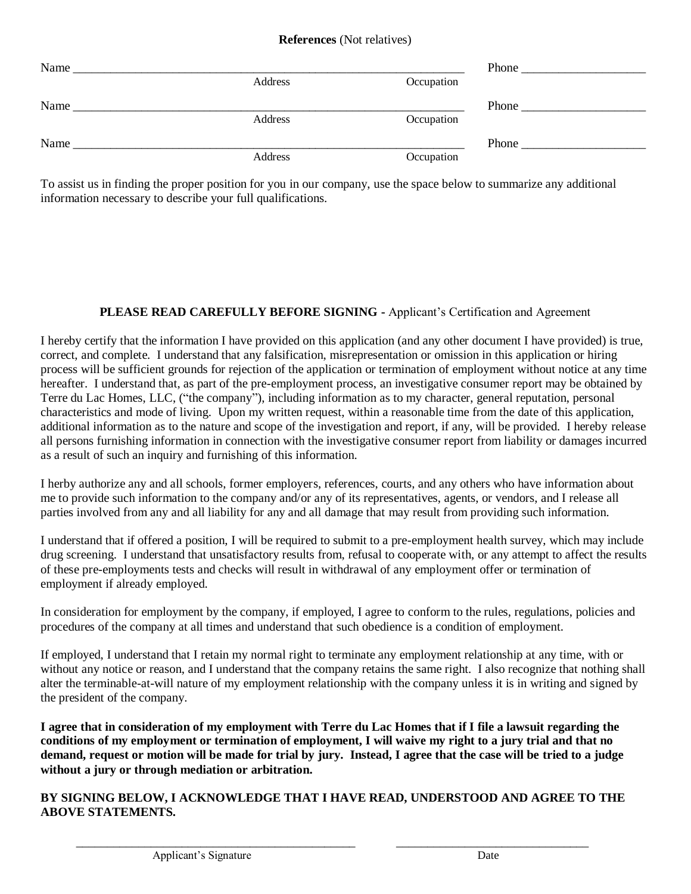**References** (Not relatives)

Name ________________________________________________________________ Phone ____________________
Address Occupation

Name ________________________________________________________________ Phone ____________________
Address Occupation

Name ________________________________________________________________ Phone ____________________
Address Occupation

To assist us in finding the proper position for you in our company, use the space below to summarize any additional information necessary to describe your full qualifications.

**PLEASE READ CAREFULLY BEFORE SIGNING** - Applicant's Certification and Agreement

I hereby certify that the information I have provided on this application (and any other document I have provided) is true, correct, and complete. I understand that any falsification, misrepresentation or omission in this application or hiring process will be sufficient grounds for rejection of the application or termination of employment without notice at any time hereafter. I understand that, as part of the pre-employment process, an investigative consumer report may be obtained by Terre du Lac Homes, LLC, ("the company"), including information as to my character, general reputation, personal characteristics and mode of living. Upon my written request, within a reasonable time from the date of this application, additional information as to the nature and scope of the investigation and report, if any, will be provided. I hereby release all persons furnishing information in connection with the investigative consumer report from liability or damages incurred as a result of such an inquiry and furnishing of this information.

I herby authorize any and all schools, former employers, references, courts, and any others who have information about me to provide such information to the company and/or any of its representatives, agents, or vendors, and I release all parties involved from any and all liability for any and all damage that may result from providing such information.

I understand that if offered a position, I will be required to submit to a pre-employment health survey, which may include drug screening. I understand that unsatisfactory results from, refusal to cooperate with, or any attempt to affect the results of these pre-employments tests and checks will result in withdrawal of any employment offer or termination of employment if already employed.

In consideration for employment by the company, if employed, I agree to conform to the rules, regulations, policies and procedures of the company at all times and understand that such obedience is a condition of employment.

If employed, I understand that I retain my normal right to terminate any employment relationship at any time, with or without any notice or reason, and I understand that the company retains the same right. I also recognize that nothing shall alter the terminable-at-will nature of my employment relationship with the company unless it is in writing and signed by the president of the company.

**I agree that in consideration of my employment with Terre du Lac Homes that if I file a lawsuit regarding the conditions of my employment or termination of employment, I will waive my right to a jury trial and that no demand, request or motion will be made for trial by jury. Instead, I agree that the case will be tried to a judge without a jury or through mediation or arbitration.**

**BY SIGNING BELOW, I ACKNOWLEDGE THAT I HAVE READ, UNDERSTOOD AND AGREE TO THE ABOVE STATEMENTS.**

_________________________________________________ ________________________________
Applicant's Signature Date